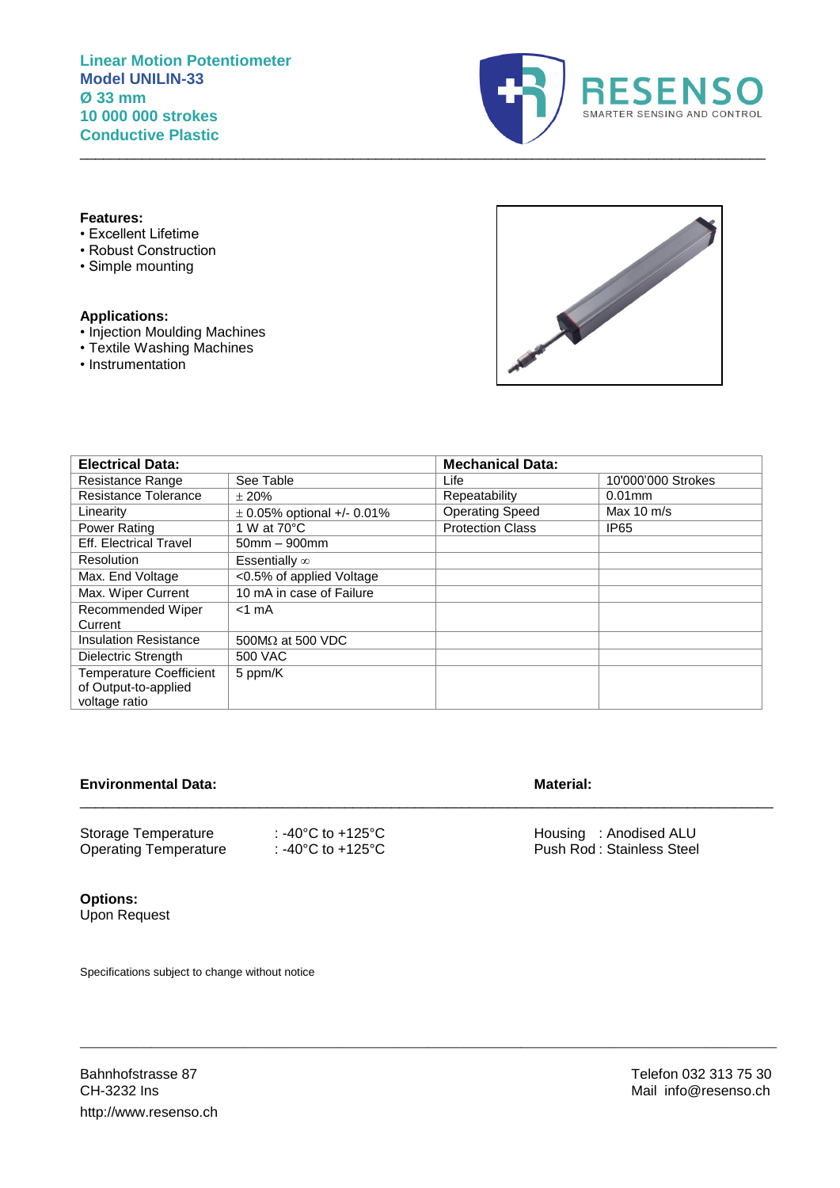**Linear Motion Potentiometer**
**Model UNILIN-33**
**Ø 33 mm**
**10 000 000 strokes**
**Conductive Plastic**

RESENSO
SMARTER SENSING AND CONTROL

**Features:**
- Excellent Lifetime
- Robust Construction
- Simple mounting

**Applications:**
- Injection Moulding Machines
- Textile Washing Machines
- Instrumentation

| **Electrical Data:** | | **Mechanical Data:** | |
|---|---|---|---|
| Resistance Range | See Table | Life | 10'000'000 Strokes |
| Resistance Tolerance | ± 20% | Repeatability | 0.01mm |
| Linearity | ± 0.05% optional +/- 0.01% | Operating Speed | Max 10 m/s |
| Power Rating | 1 W at 70°C | Protection Class | IP65 |
| Eff. Electrical Travel | 50mm – 900mm | | |
| Resolution | Essentially ∞ | | |
| Max. End Voltage | <0.5% of applied Voltage | | |
| Max. Wiper Current | 10 mA in case of Failure | | |
| Recommended Wiper Current | <1 mA | | |
| Insulation Resistance | 500MΩ at 500 VDC | | |
| Dielectric Strength | 500 VAC | | |
| Temperature Coefficient of Output-to-applied voltage ratio | 5 ppm/K | | |

**Environmental Data:**

Storage Temperature : -40°C to +125°C
Operating Temperature : -40°C to +125°C

**Material:**

Housing : Anodised ALU
Push Rod : Stainless Steel

**Options:**
Upon Request

Specifications subject to change without notice

Bahnhofstrasse 87
CH-3232 Ins
http://www.resenso.ch

Telefon 032 313 75 30
Mail info@resenso.ch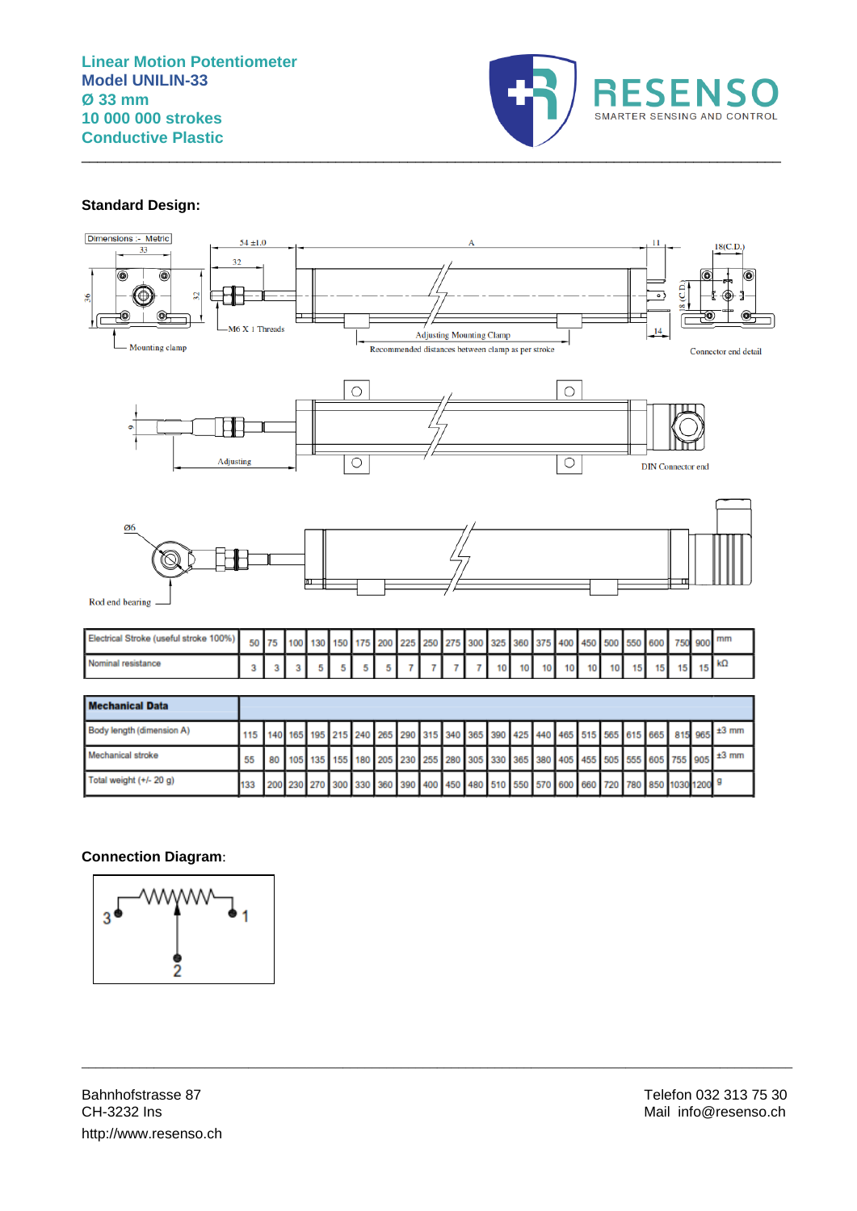**Linear Motion Potentiometer**
**Model UNILIN-33**
**Ø 33 mm**
**10 000 000 strokes**
**Conductive Plastic**

RESENSO
SMARTER SENSING AND CONTROL

### Standard Design:

Dimensions :- Metric
33
36
32
54 ±1.0
32
M6 X 1 Threads
A
11
14
18(C.D.)
18 (C.D.)
Mounting clamp
Adjusting Mounting Clamp
Recommended distances between clamp as per stroke
Connector end detail
9
Adjusting
DIN Connector end
Ø6
Rod end bearing

| Electrical Stroke (useful stroke 100%) | 50 | 75 | 100 | 130 | 150 | 175 | 200 | 225 | 250 | 275 | 300 | 325 | 360 | 375 | 400 | 450 | 500 | 550 | 600 | 750 | 900 | mm |
|---|---|---|---|---|---|---|---|---|---|---|---|---|---|---|---|---|---|---|---|---|---|---|
| Nominal resistance | 3 | 3 | 3 | 5 | 5 | 5 | 5 | 7 | 7 | 7 | 7 | 10 | 10 | 10 | 10 | 10 | 10 | 15 | 15 | 15 | 15 | kΩ |

| **Mechanical Data** | | | | | | | | | | | | | | | | | | | | | | |
|---|---|---|---|---|---|---|---|---|---|---|---|---|---|---|---|---|---|---|---|---|---|---|
| Body length (dimension A) | 115 | 140 | 165 | 195 | 215 | 240 | 265 | 290 | 315 | 340 | 365 | 390 | 425 | 440 | 465 | 515 | 565 | 615 | 665 | 815 | 965 | ±3 mm |
| Mechanical stroke | 55 | 80 | 105 | 135 | 155 | 180 | 205 | 230 | 255 | 280 | 305 | 330 | 365 | 380 | 405 | 455 | 505 | 555 | 605 | 755 | 905 | ±3 mm |
| Total weight (+/- 20 g) | 133 | 200 | 230 | 270 | 300 | 330 | 360 | 390 | 400 | 450 | 480 | 510 | 550 | 570 | 600 | 660 | 720 | 780 | 850 | 1030 | 1200 | g |

### Connection Diagram:

3
1
2

Bahnhofstrasse 87
CH-3232 Ins
http://www.resenso.ch

Telefon 032 313 75 30
Mail info@resenso.ch